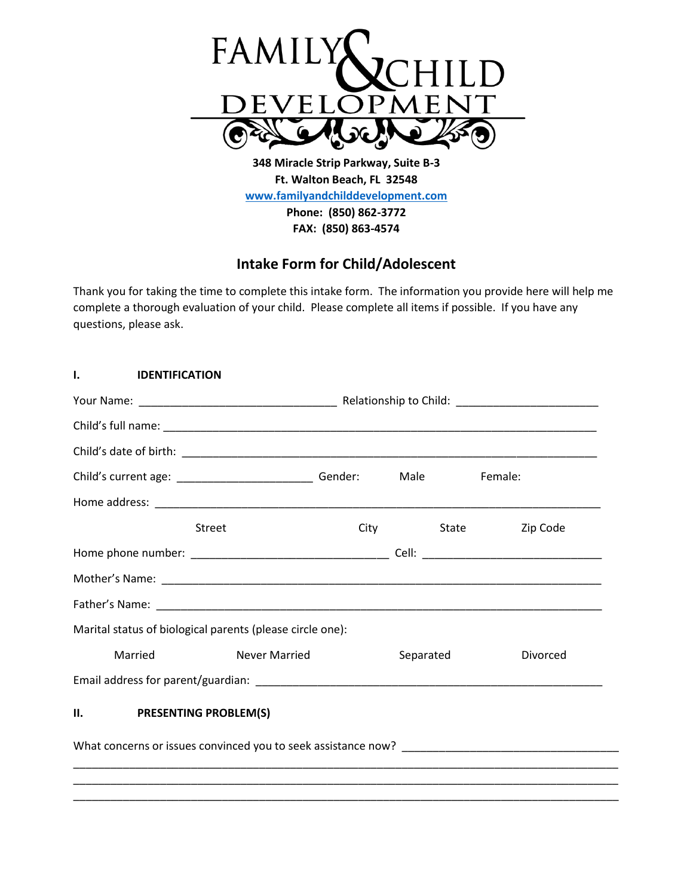# FAMILY & CHILD DEVELOPMENT

**348 Miracle Strip Parkway, Suite B-3**
**Ft. Walton Beach, FL 32548**
**[www.familyandchilddevelopment.com](http://www.familyandchilddevelopment.com)**
**Phone: (850) 862-3772**
**FAX: (850) 863-4574**

## Intake Form for Child/Adolescent

Thank you for taking the time to complete this intake form. The information you provide here will help me complete a thorough evaluation of your child. Please complete all items if possible. If you have any questions, please ask.

### I. IDENTIFICATION

Your Name: _______________________________ Relationship to Child: ______________________

Child's full name: ______________________________________________________________________

Child's date of birth: ___________________________________________________________________

Child's current age: _____________________ Gender: Male Female:

Home address: _________________________________________________________________________

Street City State Zip Code

Home phone number: _______________________________ Cell: ____________________________

Mother's Name: ________________________________________________________________________

Father's Name: _________________________________________________________________________

Marital status of biological parents (please circle one):

Married Never Married Separated Divorced

Email address for parent/guardian: ______________________________________________________

### II. PRESENTING PROBLEM(S)

What concerns or issues convinced you to seek assistance now? _________________________________

_____________________________________________________________________________________

_____________________________________________________________________________________

_____________________________________________________________________________________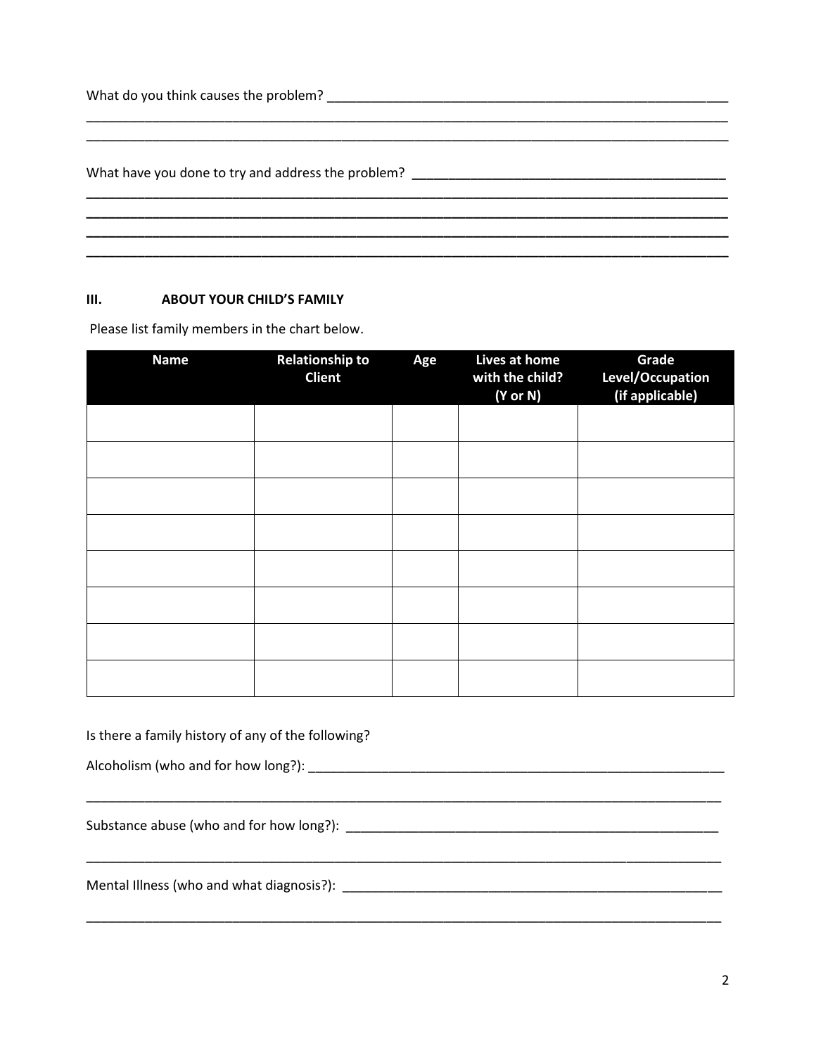What do you think causes the problem? ____________________________________________________________
__________________________________________________________________________________________
__________________________________________________________________________________________

What have you done to try and address the problem? _____________________________________________
__________________________________________________________________________________________
__________________________________________________________________________________________
__________________________________________________________________________________________
__________________________________________________________________________________________

## III. ABOUT YOUR CHILD'S FAMILY

Please list family members in the chart below.

| Name | Relationship to Client | Age | Lives at home with the child? (Y or N) | Grade Level/Occupation (if applicable) |
|---|---|---|---|---|
| | | | | |
| | | | | |
| | | | | |
| | | | | |
| | | | | |
| | | | | |
| | | | | |
| | | | | |

Is there a family history of any of the following?

Alcoholism (who and for how long?): ______________________________________________________________
__________________________________________________________________________________________

Substance abuse (who and for how long?): _________________________________________________________
__________________________________________________________________________________________

Mental Illness (who and what diagnosis?): _________________________________________________________
__________________________________________________________________________________________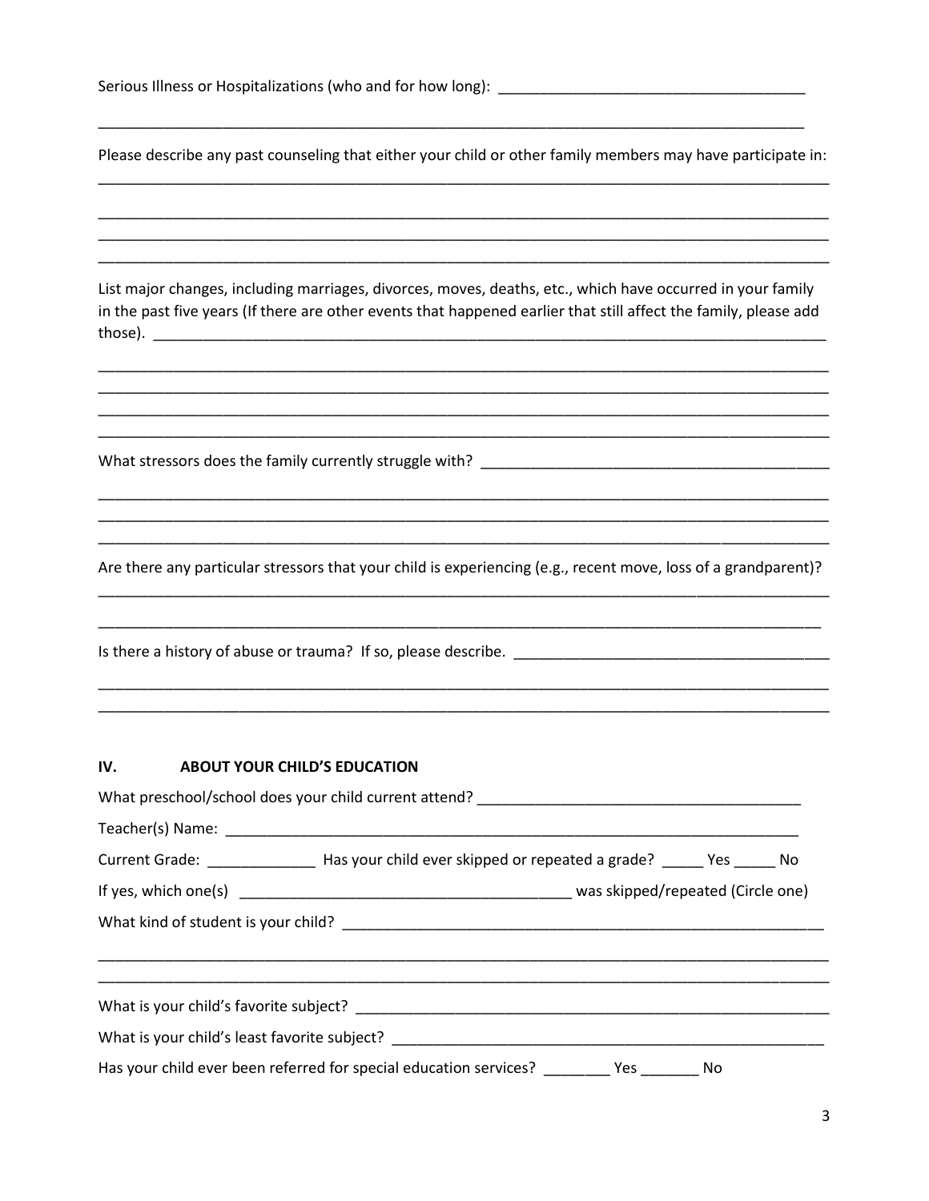Serious Illness or Hospitalizations (who and for how long): ______________________________________

_____________________________________________________________________________________

Please describe any past counseling that either your child or other family members may have participate in:

_____________________________________________________________________________________

_____________________________________________________________________________________

_____________________________________________________________________________________

_____________________________________________________________________________________

List major changes, including marriages, divorces, moves, deaths, etc., which have occurred in your family in the past five years (If there are other events that happened earlier that still affect the family, please add those). _____________________________________________________________________________

_____________________________________________________________________________________

_____________________________________________________________________________________

_____________________________________________________________________________________

_____________________________________________________________________________________

What stressors does the family currently struggle with? ____________________________________________

_____________________________________________________________________________________

_____________________________________________________________________________________

_____________________________________________________________________________________

Are there any particular stressors that your child is experiencing (e.g., recent move, loss of a grandparent)?

_____________________________________________________________________________________

_____________________________________________________________________________________

Is there a history of abuse or trauma? If so, please describe. ______________________________________

_____________________________________________________________________________________

_____________________________________________________________________________________

## IV. ABOUT YOUR CHILD'S EDUCATION

What preschool/school does your child current attend? ________________________________________

Teacher(s) Name: _________________________________________________________________________

Current Grade: _____________ Has your child ever skipped or repeated a grade? _____ Yes _____ No

If yes, which one(s) ________________________________________ was skipped/repeated (Circle one)

What kind of student is your child? ____________________________________________________________

_____________________________________________________________________________________

_____________________________________________________________________________________

What is your child's favorite subject? _________________________________________________________

What is your child's least favorite subject? ____________________________________________________

Has your child ever been referred for special education services? ________ Yes _______ No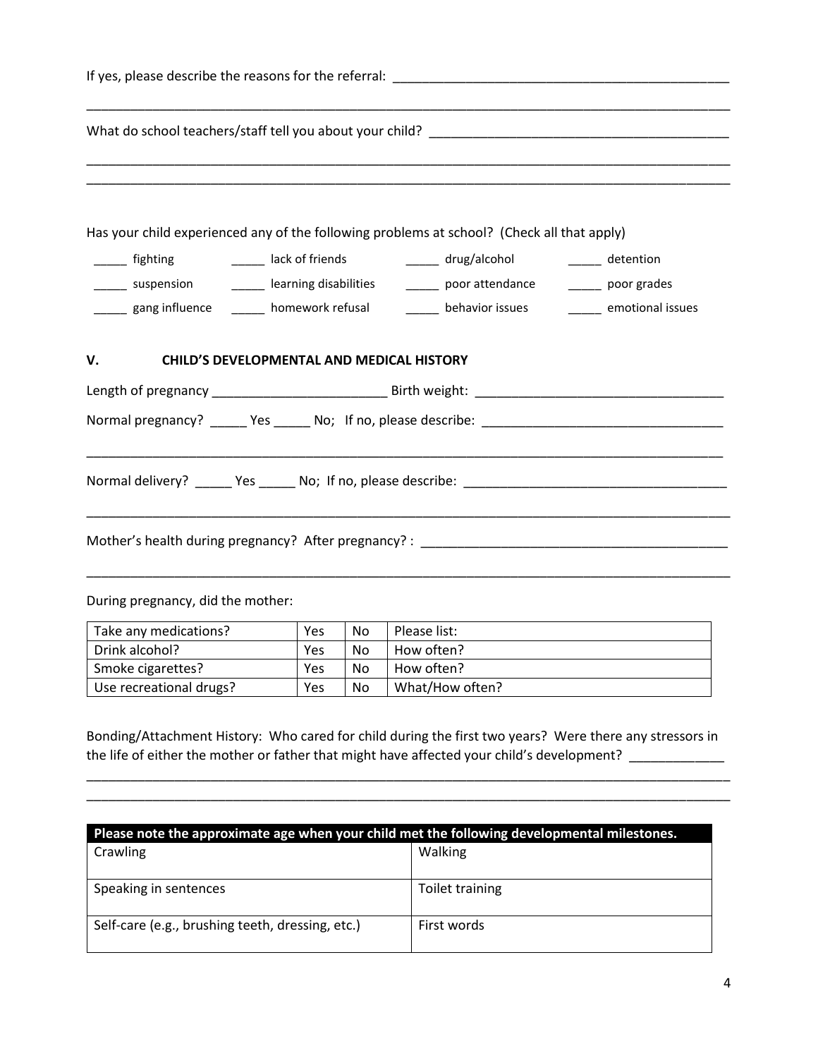If yes, please describe the reasons for the referral: ______________________________________________

_____________________________________________________________________________________

What do school teachers/staff tell you about your child? _________________________________________

_____________________________________________________________________________________

_____________________________________________________________________________________

Has your child experienced any of the following problems at school? (Check all that apply)

_____ fighting _____ lack of friends _____ drug/alcohol _____ detention

_____ suspension _____ learning disabilities _____ poor attendance _____ poor grades

_____ gang influence _____ homework refusal _____ behavior issues _____ emotional issues

## V. CHILD'S DEVELOPMENTAL AND MEDICAL HISTORY

Length of pregnancy ________________________ Birth weight: __________________________________

Normal pregnancy? _____ Yes _____ No; If no, please describe: _________________________________

_____________________________________________________________________________________

Normal delivery? _____ Yes _____ No; If no, please describe: ____________________________________

_____________________________________________________________________________________

Mother's health during pregnancy? After pregnancy? : __________________________________________

_____________________________________________________________________________________

During pregnancy, did the mother:

| | | | |
|---|---|---|---|
| Take any medications? | Yes | No | Please list: |
| Drink alcohol? | Yes | No | How often? |
| Smoke cigarettes? | Yes | No | How often? |
| Use recreational drugs? | Yes | No | What/How often? |

Bonding/Attachment History: Who cared for child during the first two years? Were there any stressors in the life of either the mother or father that might have affected your child's development? ____________

_____________________________________________________________________________________

_____________________________________________________________________________________

| **Please note the approximate age when your child met the following developmental milestones.** | |
|---|---|
| Crawling | Walking |
| Speaking in sentences | Toilet training |
| Self-care (e.g., brushing teeth, dressing, etc.) | First words |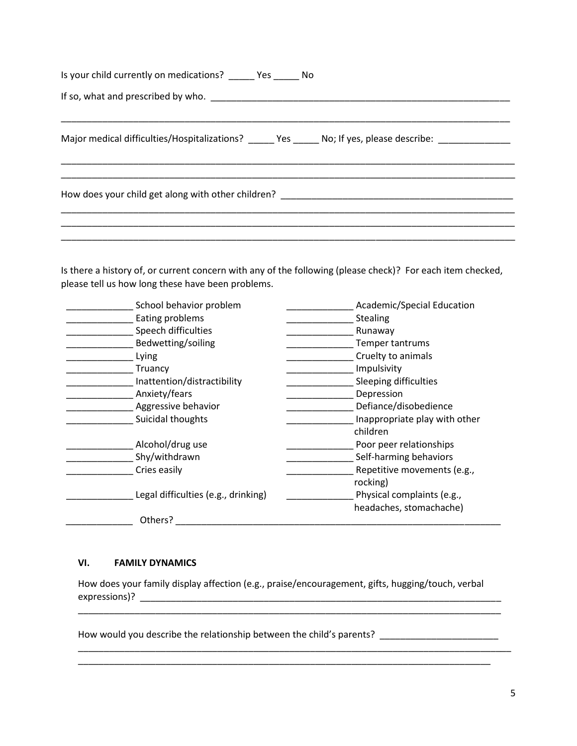Is your child currently on medications? _____ Yes _____ No

If so, what and prescribed by who. ____________________________________________________________

______________________________________________________________________________________________

Major medical difficulties/Hospitalizations? _____ Yes _____ No; If yes, please describe: _____________

______________________________________________________________________________________________

______________________________________________________________________________________________

How does your child get along with other children? _____________________________________________

______________________________________________________________________________________________

______________________________________________________________________________________________

______________________________________________________________________________________________

Is there a history of, or current concern with any of the following (please check)? For each item checked, please tell us how long these have been problems.

| | |
|---|---|
| _____________ School behavior problem | _____________ Academic/Special Education |
| _____________ Eating problems | _____________ Stealing |
| _____________ Speech difficulties | _____________ Runaway |
| _____________ Bedwetting/soiling | _____________ Temper tantrums |
| _____________ Lying | _____________ Cruelty to animals |
| _____________ Truancy | _____________ Impulsivity |
| _____________ Inattention/distractibility | _____________ Sleeping difficulties |
| _____________ Anxiety/fears | _____________ Depression |
| _____________ Aggressive behavior | _____________ Defiance/disobedience |
| _____________ Suicidal thoughts | _____________ Inappropriate play with other children |
| _____________ Alcohol/drug use | _____________ Poor peer relationships |
| _____________ Shy/withdrawn | _____________ Self-harming behaviors |
| _____________ Cries easily | _____________ Repetitive movements (e.g., rocking) |
| _____________ Legal difficulties (e.g., drinking) | _____________ Physical complaints (e.g., headaches, stomachache) |

_____________ Others? _________________________________________________________________

## VI. FAMILY DYNAMICS

How does your family display affection (e.g., praise/encouragement, gifts, hugging/touch, verbal expressions)? ___________________________________________________________________________

______________________________________________________________________________________________

How would you describe the relationship between the child's parents? ______________________

______________________________________________________________________________________________

______________________________________________________________________________________________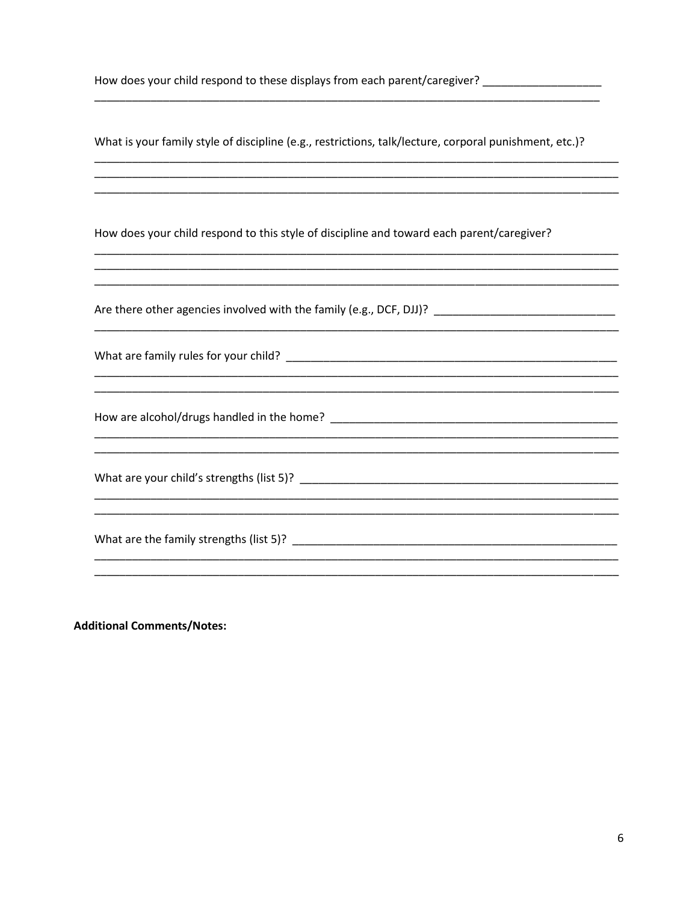How does your child respond to these displays from each parent/caregiver? ___________________
_______________________________________________________________________________

What is your family style of discipline (e.g., restrictions, talk/lecture, corporal punishment, etc.)?
_______________________________________________________________________________
_______________________________________________________________________________
_______________________________________________________________________________

How does your child respond to this style of discipline and toward each parent/caregiver?
_______________________________________________________________________________
_______________________________________________________________________________
_______________________________________________________________________________

Are there other agencies involved with the family (e.g., DCF, DJJ)? _____________________________
_______________________________________________________________________________

What are family rules for your child? _______________________________________________________
_______________________________________________________________________________
_______________________________________________________________________________

How are alcohol/drugs handled in the home? _________________________________________________
_______________________________________________________________________________
_______________________________________________________________________________

What are your child's strengths (list 5)? _____________________________________________________
_______________________________________________________________________________
_______________________________________________________________________________

What are the family strengths (list 5)? _____________________________________________________
_______________________________________________________________________________
_______________________________________________________________________________

**Additional Comments/Notes:**